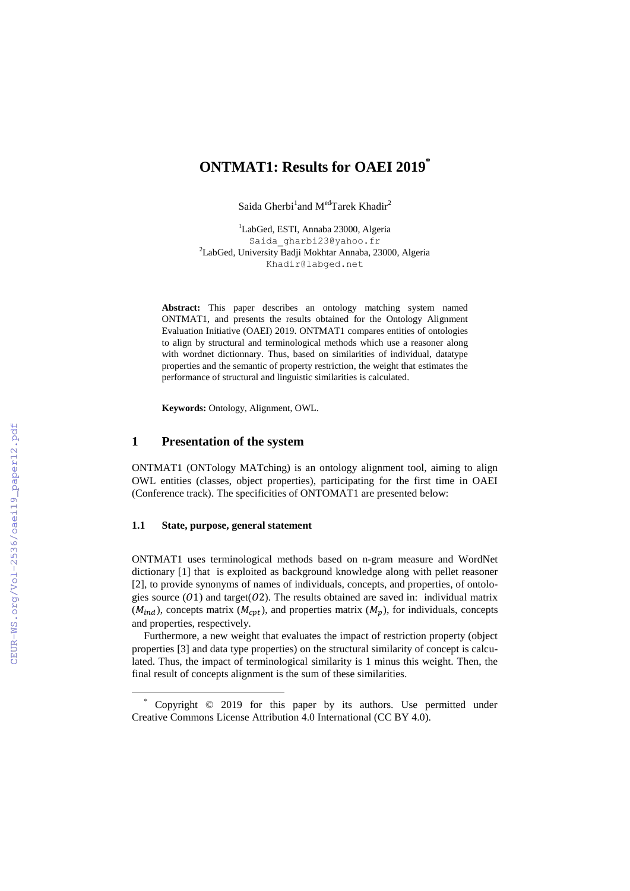# ONTMAT1: Results for OAEI 2019*

Saida Gherbi[1] and M[ed]Tarek Khadir[2]

[1]LabGed, ESTI, Annaba 23000, Algeria
Saida_gharbi23@yahoo.fr
[2]LabGed, University Badji Mokhtar Annaba, 23000, Algeria
Khadir@labged.net

**Abstract:** This paper describes an ontology matching system named ONTMAT1, and presents the results obtained for the Ontology Alignment Evaluation Initiative (OAEI) 2019. ONTMAT1 compares entities of ontologies to align by structural and terminological methods which use a reasoner along with wordnet dictionnary. Thus, based on similarities of individual, datatype properties and the semantic of property restriction, the weight that estimates the performance of structural and linguistic similarities is calculated.

**Keywords:** Ontology, Alignment, OWL.

## 1 Presentation of the system

ONTMAT1 (ONTology MATching) is an ontology alignment tool, aiming to align OWL entities (classes, object properties), participating for the first time in OAEI (Conference track). The specificities of ONTOMAT1 are presented below:

### 1.1 State, purpose, general statement

ONTMAT1 uses terminological methods based on n-gram measure and WordNet dictionary [1] that is exploited as background knowledge along with pellet reasoner [2], to provide synonyms of names of individuals, concepts, and properties, of ontologies source ($O1$) and target($O2$). The results obtained are saved in: individual matrix ($M_{ind}$), concepts matrix ($M_{cpt}$), and properties matrix ($M_p$), for individuals, concepts and properties, respectively.

Furthermore, a new weight that evaluates the impact of restriction property (object properties [3] and data type properties) on the structural similarity of concept is calculated. Thus, the impact of terminological similarity is 1 minus this weight. Then, the final result of concepts alignment is the sum of these similarities.

* Copyright © 2019 for this paper by its authors. Use permitted under Creative Commons License Attribution 4.0 International (CC BY 4.0).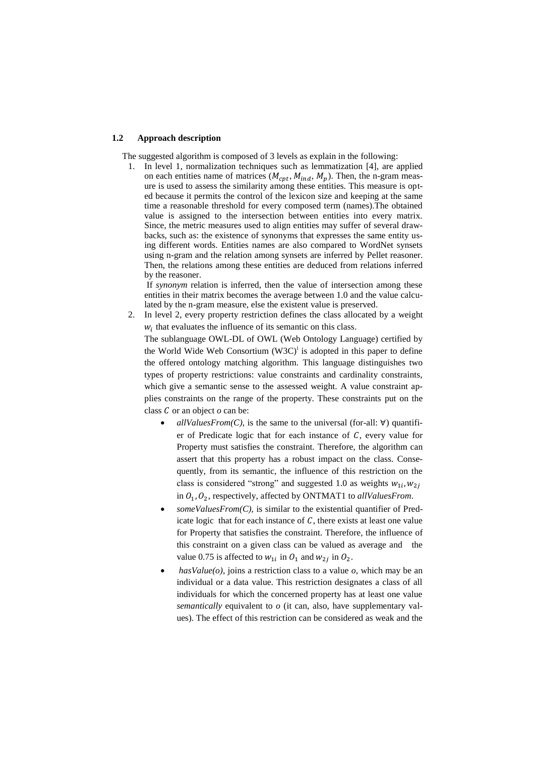## 1.2 Approach description

The suggested algorithm is composed of 3 levels as explain in the following:

1. In level 1, normalization techniques such as lemmatization [4], are applied on each entities name of matrices ($M_{cpt}$, $M_{ind}$, $M_p$). Then, the n-gram measure is used to assess the similarity among these entities. This measure is opted because it permits the control of the lexicon size and keeping at the same time a reasonable threshold for every composed term (names).The obtained value is assigned to the intersection between entities into every matrix. Since, the metric measures used to align entities may suffer of several drawbacks, such as: the existence of synonyms that expresses the same entity using different words. Entities names are also compared to WordNet synsets using n-gram and the relation among synsets are inferred by Pellet reasoner. Then, the relations among these entities are deduced from relations inferred by the reasoner.

   If *synonym* relation is inferred, then the value of intersection among these entities in their matrix becomes the average between 1.0 and the value calculated by the n-gram measure, else the existent value is preserved.

2. In level 2, every property restriction defines the class allocated by a weight $w_i$ that evaluates the influence of its semantic on this class.

   The sublanguage OWL-DL of OWL (Web Ontology Language) certified by the World Wide Web Consortium (W3C)[i] is adopted in this paper to define the offered ontology matching algorithm. This language distinguishes two types of property restrictions: value constraints and cardinality constraints, which give a semantic sense to the assessed weight. A value constraint applies constraints on the range of the property. These constraints put on the class $C$ or an object *o* can be:

   - *allValuesFrom(C),* is the same to the universal (for-all: ∀) quantifier of Predicate logic that for each instance of $C$, every value for Property must satisfies the constraint. Therefore, the algorithm can assert that this property has a robust impact on the class. Consequently, from its semantic, the influence of this restriction on the class is considered "strong" and suggested 1.0 as weights $w_{1i}, w_{2j}$ in $O_1, O_2$, respectively, affected by ONTMAT1 to *allValuesFrom*.
   - *someValuesFrom(C),* is similar to the existential quantifier of Predicate logic that for each instance of $C$, there exists at least one value for Property that satisfies the constraint. Therefore, the influence of this constraint on a given class can be valued as average and the value 0.75 is affected to $w_{1i}$ in $O_1$ and $w_{2j}$ in $O_2$.
   - *hasValue(o),* joins a restriction class to a value *o*, which may be an individual or a data value. This restriction designates a class of all individuals for which the concerned property has at least one value *semantically* equivalent to *o* (it can, also, have supplementary values). The effect of this restriction can be considered as weak and the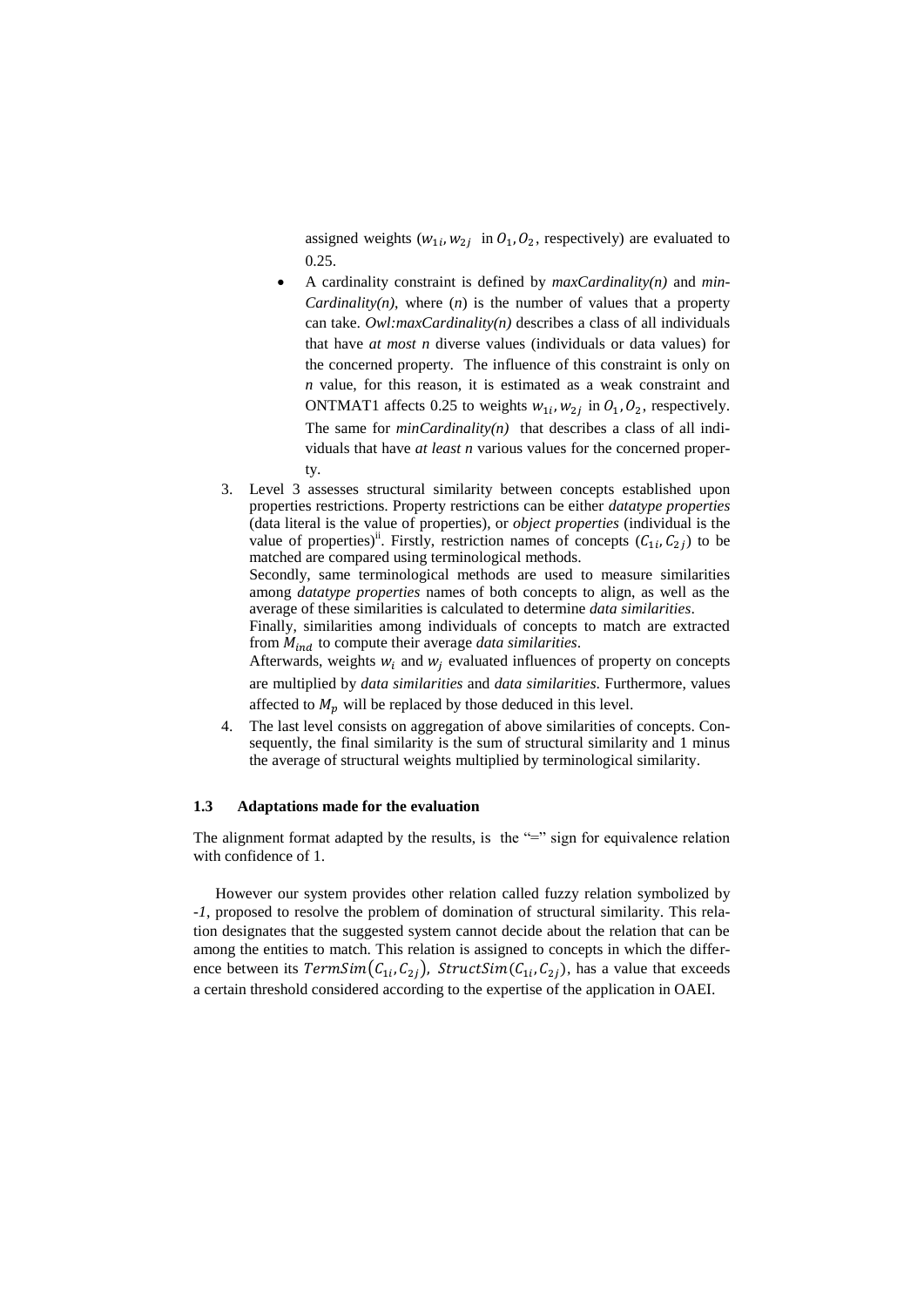assigned weights ($w_{1i}, w_{2j}$ in $O_1, O_2$, respectively) are evaluated to 0.25.

- A cardinality constraint is defined by *maxCardinality(n)* and *minCardinality(n)*, where (*n*) is the number of values that a property can take. *Owl:maxCardinality(n)* describes a class of all individuals that have *at most n* diverse values (individuals or data values) for the concerned property. The influence of this constraint is only on *n* value, for this reason, it is estimated as a weak constraint and ONTMAT1 affects 0.25 to weights $w_{1i}, w_{2j}$ in $O_1, O_2$, respectively. The same for *minCardinality(n)* that describes a class of all individuals that have *at least n* various values for the concerned property.

3. Level 3 assesses structural similarity between concepts established upon properties restrictions. Property restrictions can be either *datatype properties* (data literal is the value of properties), or *object properties* (individual is the value of properties)[ii]. Firstly, restriction names of concepts ($C_{1i}, C_{2j}$) to be matched are compared using terminological methods.
   Secondly, same terminological methods are used to measure similarities among *datatype properties* names of both concepts to align, as well as the average of these similarities is calculated to determine *data similarities*.
   Finally, similarities among individuals of concepts to match are extracted from $M_{ind}$ to compute their average *data similarities*.
   Afterwards, weights $w_i$ and $w_j$ evaluated influences of property on concepts are multiplied by *data similarities* and *data similarities*. Furthermore, values affected to $M_p$ will be replaced by those deduced in this level.
4. The last level consists on aggregation of above similarities of concepts. Consequently, the final similarity is the sum of structural similarity and 1 minus the average of structural weights multiplied by terminological similarity.

### 1.3 Adaptations made for the evaluation

The alignment format adapted by the results, is the "=" sign for equivalence relation with confidence of 1.

However our system provides other relation called fuzzy relation symbolized by *-1*, proposed to resolve the problem of domination of structural similarity. This relation designates that the suggested system cannot decide about the relation that can be among the entities to match. This relation is assigned to concepts in which the difference between its $TermSim(C_{1i}, C_{2j})$, $StructSim(C_{1i}, C_{2j})$, has a value that exceeds a certain threshold considered according to the expertise of the application in OAEI.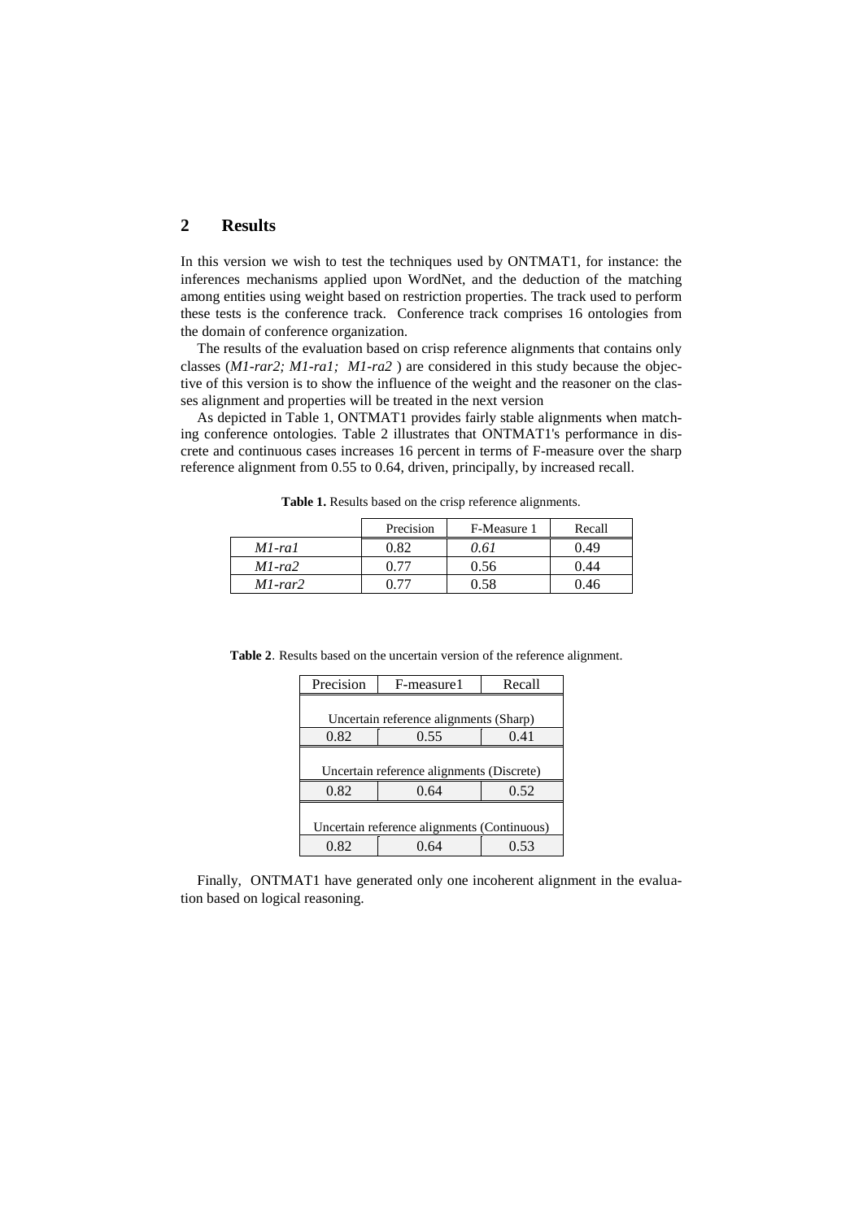## 2 Results

In this version we wish to test the techniques used by ONTMAT1, for instance: the inferences mechanisms applied upon WordNet, and the deduction of the matching among entities using weight based on restriction properties. The track used to perform these tests is the conference track. Conference track comprises 16 ontologies from the domain of conference organization.

The results of the evaluation based on crisp reference alignments that contains only classes (*M1-rar2; M1-ra1; M1-ra2* ) are considered in this study because the objective of this version is to show the influence of the weight and the reasoner on the classes alignment and properties will be treated in the next version

As depicted in Table 1, ONTMAT1 provides fairly stable alignments when matching conference ontologies. Table 2 illustrates that ONTMAT1's performance in discrete and continuous cases increases 16 percent in terms of F-measure over the sharp reference alignment from 0.55 to 0.64, driven, principally, by increased recall.

**Table 1.** Results based on the crisp reference alignments.

| | Precision | F-Measure 1 | Recall |
|---|---|---|---|
| *M1-ra1* | 0.82 | *0.61* | 0.49 |
| *M1-ra2* | 0.77 | 0.56 | 0.44 |
| *M1-rar2* | 0.77 | 0.58 | 0.46 |

**Table 2**. Results based on the uncertain version of the reference alignment.

| Precision | F-measure1 | Recall |
|---|---|---|
| Uncertain reference alignments (Sharp) | | |
| 0.82 | 0.55 | 0.41 |
| Uncertain reference alignments (Discrete) | | |
| 0.82 | 0.64 | 0.52 |
| Uncertain reference alignments (Continuous) | | |
| 0.82 | 0.64 | 0.53 |

Finally, ONTMAT1 have generated only one incoherent alignment in the evaluation based on logical reasoning.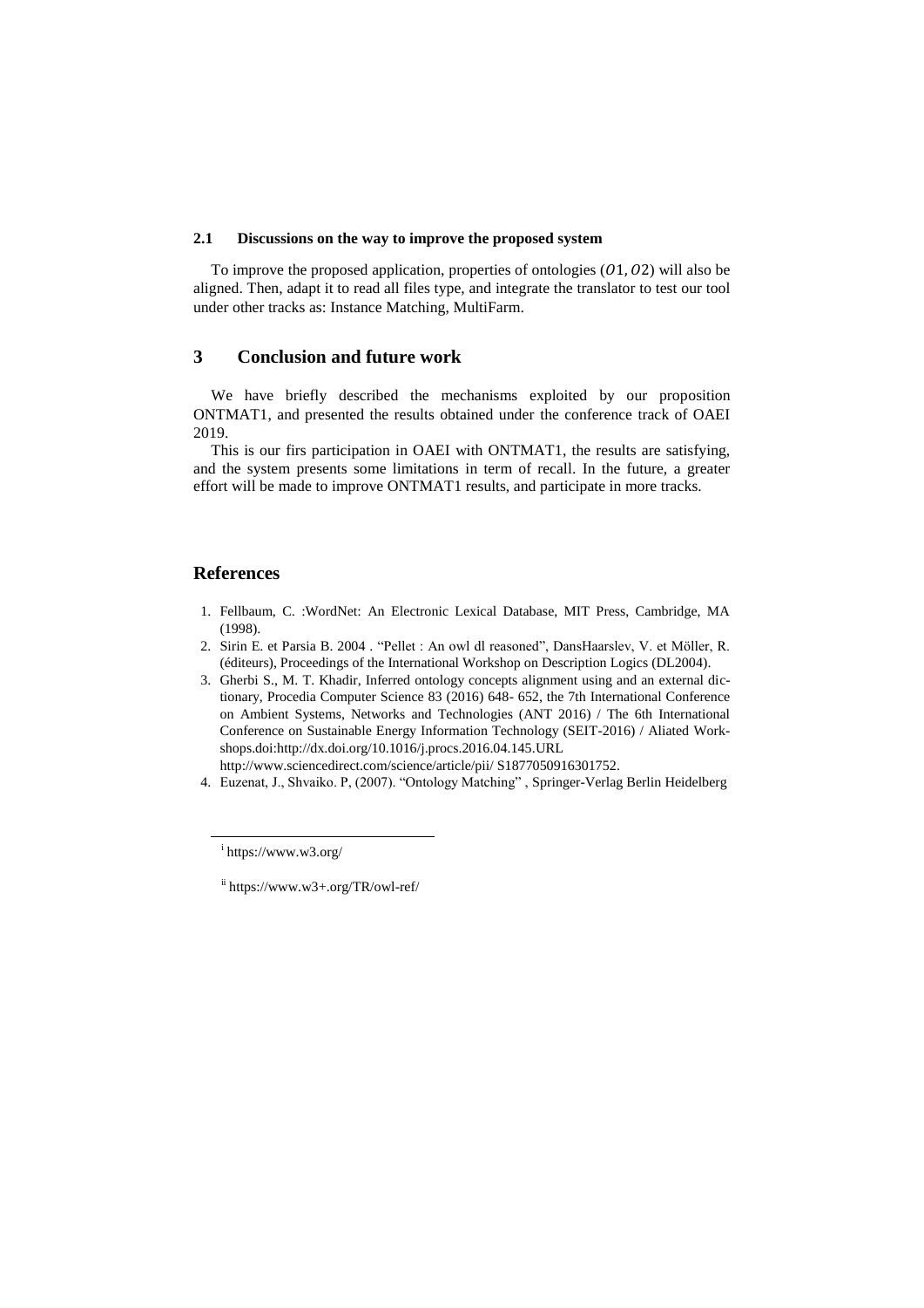### 2.1 Discussions on the way to improve the proposed system

To improve the proposed application, properties of ontologies ($O1, O2$) will also be aligned. Then, adapt it to read all files type, and integrate the translator to test our tool under other tracks as: Instance Matching, MultiFarm.

## 3 Conclusion and future work

We have briefly described the mechanisms exploited by our proposition ONTMAT1, and presented the results obtained under the conference track of OAEI 2019.

This is our firs participation in OAEI with ONTMAT1, the results are satisfying, and the system presents some limitations in term of recall. In the future, a greater effort will be made to improve ONTMAT1 results, and participate in more tracks.

## References

1. Fellbaum, C. :WordNet: An Electronic Lexical Database, MIT Press, Cambridge, MA (1998).
2. Sirin E. et Parsia B. 2004 . "Pellet : An owl dl reasoned", DansHaarslev, V. et Möller, R. (éditeurs), Proceedings of the International Workshop on Description Logics (DL2004).
3. Gherbi S., M. T. Khadir, Inferred ontology concepts alignment using and an external dictionary, Procedia Computer Science 83 (2016) 648- 652, the 7th International Conference on Ambient Systems, Networks and Technologies (ANT 2016) / The 6th International Conference on Sustainable Energy Information Technology (SEIT-2016) / Aliated Workshops.doi:http://dx.doi.org/10.1016/j.procs.2016.04.145.URL http://www.sciencedirect.com/science/article/pii/ S1877050916301752.
4. Euzenat, J., Shvaiko. P, (2007). "Ontology Matching" , Springer-Verlag Berlin Heidelberg

---

[i] https://www.w3.org/

[ii] https://www.w3+.org/TR/owl-ref/